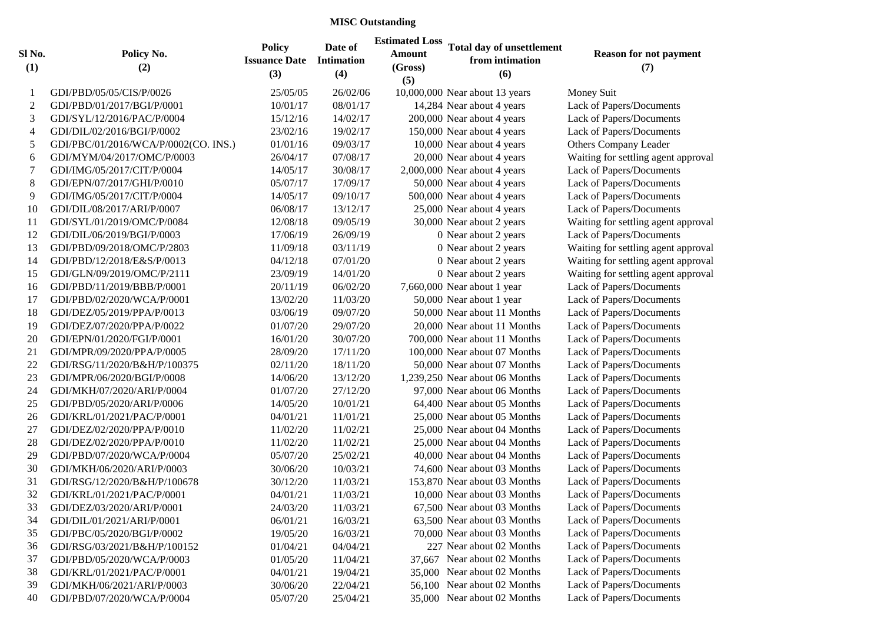## MISC Outstanding

| Sl No. (1) | Policy No. (2) | Policy Issuance Date (3) | Date of Intimation (4) | Estimated Loss Amount (Gross) (5) | Total day of unsettlement from intimation (6) | Reason for not payment (7) |
|---|---|---|---|---|---|---|
| 1 | GDI/PBD/05/05/CIS/P/0026 | 25/05/05 | 26/02/06 | 10,000,000 | Near about 13 years | Money Suit |
| 2 | GDI/PBD/01/2017/BGI/P/0001 | 10/01/17 | 08/01/17 | 14,284 | Near about 4 years | Lack of Papers/Documents |
| 3 | GDI/SYL/12/2016/PAC/P/0004 | 15/12/16 | 14/02/17 | 200,000 | Near about 4 years | Lack of Papers/Documents |
| 4 | GDI/DIL/02/2016/BGI/P/0002 | 23/02/16 | 19/02/17 | 150,000 | Near about 4 years | Lack of Papers/Documents |
| 5 | GDI/PBC/01/2016/WCA/P/0002(CO. INS.) | 01/01/16 | 09/03/17 | 10,000 | Near about 4 years | Others Company Leader |
| 6 | GDI/MYM/04/2017/OMC/P/0003 | 26/04/17 | 07/08/17 | 20,000 | Near about 4 years | Waiting for settling agent approval |
| 7 | GDI/IMG/05/2017/CIT/P/0004 | 14/05/17 | 30/08/17 | 2,000,000 | Near about 4 years | Lack of Papers/Documents |
| 8 | GDI/EPN/07/2017/GHI/P/0010 | 05/07/17 | 17/09/17 | 50,000 | Near about 4 years | Lack of Papers/Documents |
| 9 | GDI/IMG/05/2017/CIT/P/0004 | 14/05/17 | 09/10/17 | 500,000 | Near about 4 years | Lack of Papers/Documents |
| 10 | GDI/DIL/08/2017/ARI/P/0007 | 06/08/17 | 13/12/17 | 25,000 | Near about 4 years | Lack of Papers/Documents |
| 11 | GDI/SYL/01/2019/OMC/P/0084 | 12/08/18 | 09/05/19 | 30,000 | Near about 2 years | Waiting for settling agent approval |
| 12 | GDI/DIL/06/2019/BGI/P/0003 | 17/06/19 | 26/09/19 | 0 | Near about 2 years | Lack of Papers/Documents |
| 13 | GDI/PBD/09/2018/OMC/P/2803 | 11/09/18 | 03/11/19 | 0 | Near about 2 years | Waiting for settling agent approval |
| 14 | GDI/PBD/12/2018/E&S/P/0013 | 04/12/18 | 07/01/20 | 0 | Near about 2 years | Waiting for settling agent approval |
| 15 | GDI/GLN/09/2019/OMC/P/2111 | 23/09/19 | 14/01/20 | 0 | Near about 2 years | Waiting for settling agent approval |
| 16 | GDI/PBD/11/2019/BBB/P/0001 | 20/11/19 | 06/02/20 | 7,660,000 | Near about 1 year | Lack of Papers/Documents |
| 17 | GDI/PBD/02/2020/WCA/P/0001 | 13/02/20 | 11/03/20 | 50,000 | Near about 1 year | Lack of Papers/Documents |
| 18 | GDI/DEZ/05/2019/PPA/P/0013 | 03/06/19 | 09/07/20 | 50,000 | Near about 11 Months | Lack of Papers/Documents |
| 19 | GDI/DEZ/07/2020/PPA/P/0022 | 01/07/20 | 29/07/20 | 20,000 | Near about 11 Months | Lack of Papers/Documents |
| 20 | GDI/EPN/01/2020/FGI/P/0001 | 16/01/20 | 30/07/20 | 700,000 | Near about 11 Months | Lack of Papers/Documents |
| 21 | GDI/MPR/09/2020/PPA/P/0005 | 28/09/20 | 17/11/20 | 100,000 | Near about 07 Months | Lack of Papers/Documents |
| 22 | GDI/RSG/11/2020/B&H/P/100375 | 02/11/20 | 18/11/20 | 50,000 | Near about 07 Months | Lack of Papers/Documents |
| 23 | GDI/MPR/06/2020/BGI/P/0008 | 14/06/20 | 13/12/20 | 1,239,250 | Near about 06 Months | Lack of Papers/Documents |
| 24 | GDI/MKH/07/2020/ARI/P/0004 | 01/07/20 | 27/12/20 | 97,000 | Near about 06 Months | Lack of Papers/Documents |
| 25 | GDI/PBD/05/2020/ARI/P/0006 | 14/05/20 | 10/01/21 | 64,400 | Near about 05 Months | Lack of Papers/Documents |
| 26 | GDI/KRL/01/2021/PAC/P/0001 | 04/01/21 | 11/01/21 | 25,000 | Near about 05 Months | Lack of Papers/Documents |
| 27 | GDI/DEZ/02/2020/PPA/P/0010 | 11/02/20 | 11/02/21 | 25,000 | Near about 04 Months | Lack of Papers/Documents |
| 28 | GDI/DEZ/02/2020/PPA/P/0010 | 11/02/20 | 11/02/21 | 25,000 | Near about 04 Months | Lack of Papers/Documents |
| 29 | GDI/PBD/07/2020/WCA/P/0004 | 05/07/20 | 25/02/21 | 40,000 | Near about 04 Months | Lack of Papers/Documents |
| 30 | GDI/MKH/06/2020/ARI/P/0003 | 30/06/20 | 10/03/21 | 74,600 | Near about 03 Months | Lack of Papers/Documents |
| 31 | GDI/RSG/12/2020/B&H/P/100678 | 30/12/20 | 11/03/21 | 153,870 | Near about 03 Months | Lack of Papers/Documents |
| 32 | GDI/KRL/01/2021/PAC/P/0001 | 04/01/21 | 11/03/21 | 10,000 | Near about 03 Months | Lack of Papers/Documents |
| 33 | GDI/DEZ/03/2020/ARI/P/0001 | 24/03/20 | 11/03/21 | 67,500 | Near about 03 Months | Lack of Papers/Documents |
| 34 | GDI/DIL/01/2021/ARI/P/0001 | 06/01/21 | 16/03/21 | 63,500 | Near about 03 Months | Lack of Papers/Documents |
| 35 | GDI/PBC/05/2020/BGI/P/0002 | 19/05/20 | 16/03/21 | 70,000 | Near about 03 Months | Lack of Papers/Documents |
| 36 | GDI/RSG/03/2021/B&H/P/100152 | 01/04/21 | 04/04/21 | 227 | Near about 02 Months | Lack of Papers/Documents |
| 37 | GDI/PBD/05/2020/WCA/P/0003 | 01/05/20 | 11/04/21 | 37,667 | Near about 02 Months | Lack of Papers/Documents |
| 38 | GDI/KRL/01/2021/PAC/P/0001 | 04/01/21 | 19/04/21 | 35,000 | Near about 02 Months | Lack of Papers/Documents |
| 39 | GDI/MKH/06/2021/ARI/P/0003 | 30/06/20 | 22/04/21 | 56,100 | Near about 02 Months | Lack of Papers/Documents |
| 40 | GDI/PBD/07/2020/WCA/P/0004 | 05/07/20 | 25/04/21 | 35,000 | Near about 02 Months | Lack of Papers/Documents |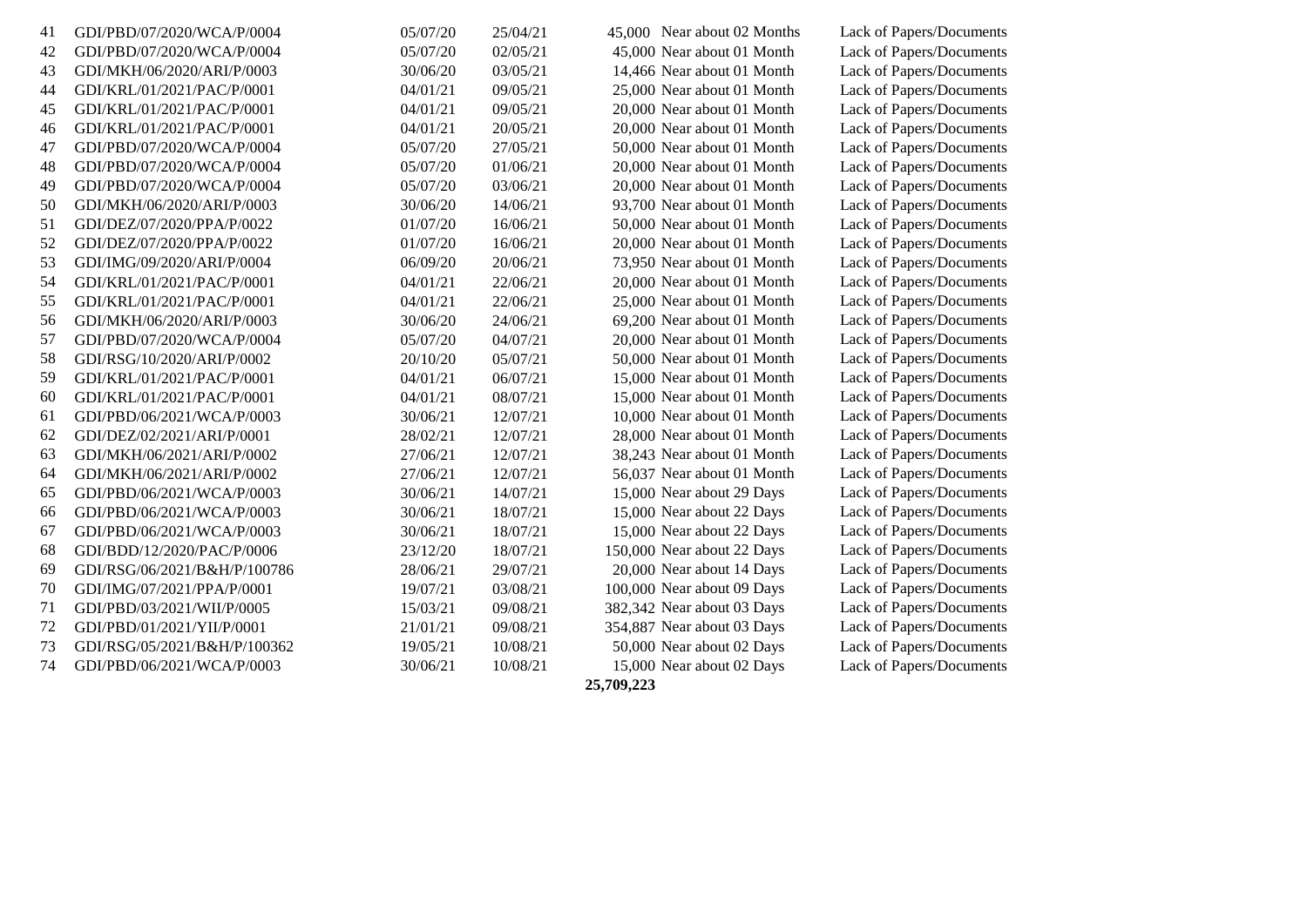| | | | | | | |
|---|---|---|---|---|---|---|
| 41 | GDI/PBD/07/2020/WCA/P/0004 | 05/07/20 | 25/04/21 | 45,000 | Near about 02 Months | Lack of Papers/Documents |
| 42 | GDI/PBD/07/2020/WCA/P/0004 | 05/07/20 | 02/05/21 | 45,000 | Near about 01 Month | Lack of Papers/Documents |
| 43 | GDI/MKH/06/2020/ARI/P/0003 | 30/06/20 | 03/05/21 | 14,466 | Near about 01 Month | Lack of Papers/Documents |
| 44 | GDI/KRL/01/2021/PAC/P/0001 | 04/01/21 | 09/05/21 | 25,000 | Near about 01 Month | Lack of Papers/Documents |
| 45 | GDI/KRL/01/2021/PAC/P/0001 | 04/01/21 | 09/05/21 | 20,000 | Near about 01 Month | Lack of Papers/Documents |
| 46 | GDI/KRL/01/2021/PAC/P/0001 | 04/01/21 | 20/05/21 | 20,000 | Near about 01 Month | Lack of Papers/Documents |
| 47 | GDI/PBD/07/2020/WCA/P/0004 | 05/07/20 | 27/05/21 | 50,000 | Near about 01 Month | Lack of Papers/Documents |
| 48 | GDI/PBD/07/2020/WCA/P/0004 | 05/07/20 | 01/06/21 | 20,000 | Near about 01 Month | Lack of Papers/Documents |
| 49 | GDI/PBD/07/2020/WCA/P/0004 | 05/07/20 | 03/06/21 | 20,000 | Near about 01 Month | Lack of Papers/Documents |
| 50 | GDI/MKH/06/2020/ARI/P/0003 | 30/06/20 | 14/06/21 | 93,700 | Near about 01 Month | Lack of Papers/Documents |
| 51 | GDI/DEZ/07/2020/PPA/P/0022 | 01/07/20 | 16/06/21 | 50,000 | Near about 01 Month | Lack of Papers/Documents |
| 52 | GDI/DEZ/07/2020/PPA/P/0022 | 01/07/20 | 16/06/21 | 20,000 | Near about 01 Month | Lack of Papers/Documents |
| 53 | GDI/IMG/09/2020/ARI/P/0004 | 06/09/20 | 20/06/21 | 73,950 | Near about 01 Month | Lack of Papers/Documents |
| 54 | GDI/KRL/01/2021/PAC/P/0001 | 04/01/21 | 22/06/21 | 20,000 | Near about 01 Month | Lack of Papers/Documents |
| 55 | GDI/KRL/01/2021/PAC/P/0001 | 04/01/21 | 22/06/21 | 25,000 | Near about 01 Month | Lack of Papers/Documents |
| 56 | GDI/MKH/06/2020/ARI/P/0003 | 30/06/20 | 24/06/21 | 69,200 | Near about 01 Month | Lack of Papers/Documents |
| 57 | GDI/PBD/07/2020/WCA/P/0004 | 05/07/20 | 04/07/21 | 20,000 | Near about 01 Month | Lack of Papers/Documents |
| 58 | GDI/RSG/10/2020/ARI/P/0002 | 20/10/20 | 05/07/21 | 50,000 | Near about 01 Month | Lack of Papers/Documents |
| 59 | GDI/KRL/01/2021/PAC/P/0001 | 04/01/21 | 06/07/21 | 15,000 | Near about 01 Month | Lack of Papers/Documents |
| 60 | GDI/KRL/01/2021/PAC/P/0001 | 04/01/21 | 08/07/21 | 15,000 | Near about 01 Month | Lack of Papers/Documents |
| 61 | GDI/PBD/06/2021/WCA/P/0003 | 30/06/21 | 12/07/21 | 10,000 | Near about 01 Month | Lack of Papers/Documents |
| 62 | GDI/DEZ/02/2021/ARI/P/0001 | 28/02/21 | 12/07/21 | 28,000 | Near about 01 Month | Lack of Papers/Documents |
| 63 | GDI/MKH/06/2021/ARI/P/0002 | 27/06/21 | 12/07/21 | 38,243 | Near about 01 Month | Lack of Papers/Documents |
| 64 | GDI/MKH/06/2021/ARI/P/0002 | 27/06/21 | 12/07/21 | 56,037 | Near about 01 Month | Lack of Papers/Documents |
| 65 | GDI/PBD/06/2021/WCA/P/0003 | 30/06/21 | 14/07/21 | 15,000 | Near about 29 Days | Lack of Papers/Documents |
| 66 | GDI/PBD/06/2021/WCA/P/0003 | 30/06/21 | 18/07/21 | 15,000 | Near about 22 Days | Lack of Papers/Documents |
| 67 | GDI/PBD/06/2021/WCA/P/0003 | 30/06/21 | 18/07/21 | 15,000 | Near about 22 Days | Lack of Papers/Documents |
| 68 | GDI/BDD/12/2020/PAC/P/0006 | 23/12/20 | 18/07/21 | 150,000 | Near about 22 Days | Lack of Papers/Documents |
| 69 | GDI/RSG/06/2021/B&H/P/100786 | 28/06/21 | 29/07/21 | 20,000 | Near about 14 Days | Lack of Papers/Documents |
| 70 | GDI/IMG/07/2021/PPA/P/0001 | 19/07/21 | 03/08/21 | 100,000 | Near about 09 Days | Lack of Papers/Documents |
| 71 | GDI/PBD/03/2021/WII/P/0005 | 15/03/21 | 09/08/21 | 382,342 | Near about 03 Days | Lack of Papers/Documents |
| 72 | GDI/PBD/01/2021/YII/P/0001 | 21/01/21 | 09/08/21 | 354,887 | Near about 03 Days | Lack of Papers/Documents |
| 73 | GDI/RSG/05/2021/B&H/P/100362 | 19/05/21 | 10/08/21 | 50,000 | Near about 02 Days | Lack of Papers/Documents |
| 74 | GDI/PBD/06/2021/WCA/P/0003 | 30/06/21 | 10/08/21 | 15,000 | Near about 02 Days | Lack of Papers/Documents |
| | | | | **25,709,223** | | |